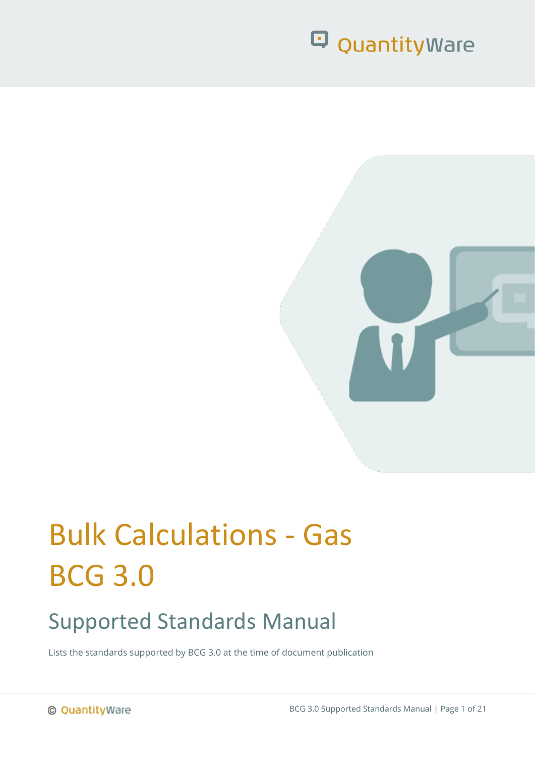# Bulk Calculations - Gas

# BCG 3.0

## Supported Standards Manual

Lists the standards supported by BCG 3.0 at the time of document publication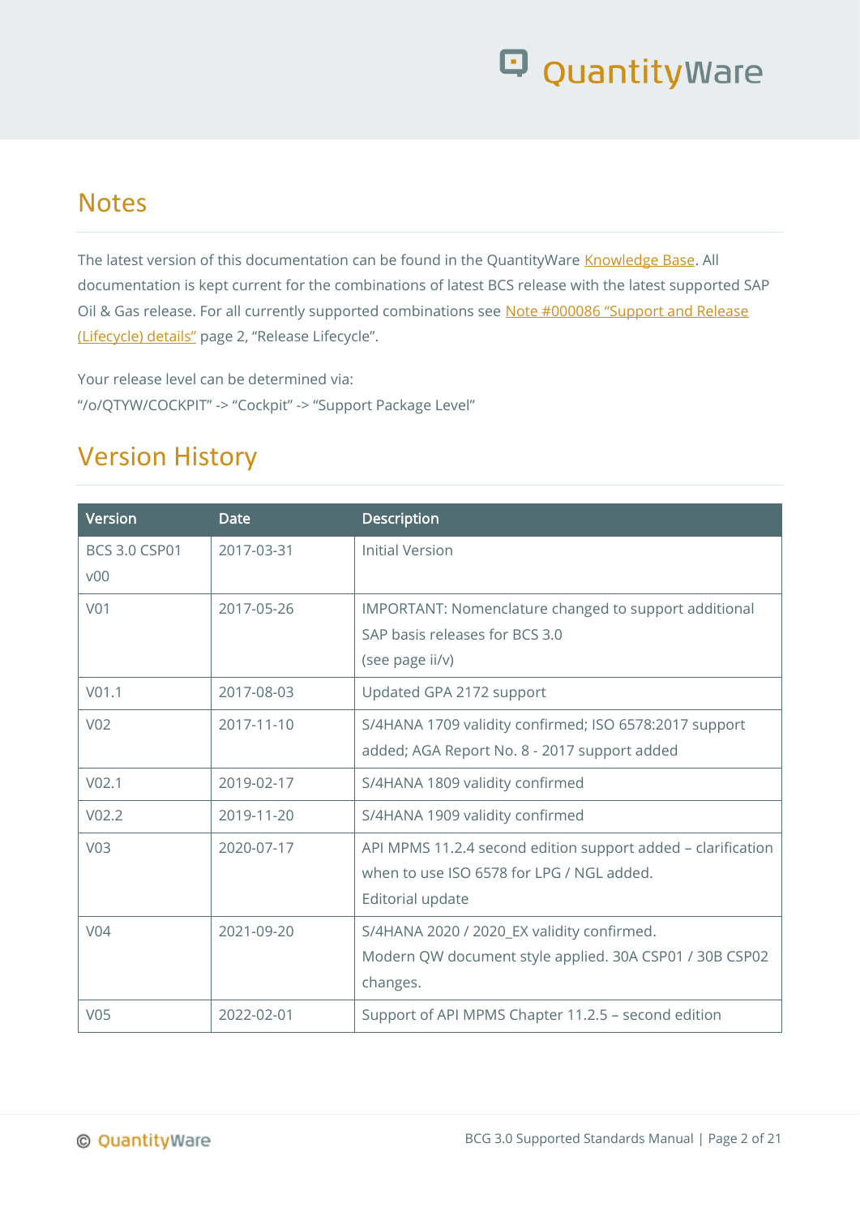## Notes

The latest version of this documentation can be found in the QuantityWare Knowledge Base. All documentation is kept current for the combinations of latest BCS release with the latest supported SAP Oil & Gas release. For all currently supported combinations see Note #000086 "Support and Release (Lifecycle) details" page 2, "Release Lifecycle".

Your release level can be determined via:
"/o/QTYW/COCKPIT" -> "Cockpit" -> "Support Package Level"

## Version History

| Version | Date | Description |
|---|---|---|
| BCS 3.0 CSP01 v00 | 2017-03-31 | Initial Version |
| V01 | 2017-05-26 | IMPORTANT: Nomenclature changed to support additional SAP basis releases for BCS 3.0 (see page ii/v) |
| V01.1 | 2017-08-03 | Updated GPA 2172 support |
| V02 | 2017-11-10 | S/4HANA 1709 validity confirmed; ISO 6578:2017 support added; AGA Report No. 8 - 2017 support added |
| V02.1 | 2019-02-17 | S/4HANA 1809 validity confirmed |
| V02.2 | 2019-11-20 | S/4HANA 1909 validity confirmed |
| V03 | 2020-07-17 | API MPMS 11.2.4 second edition support added – clarification when to use ISO 6578 for LPG / NGL added. Editorial update |
| V04 | 2021-09-20 | S/4HANA 2020 / 2020_EX validity confirmed. Modern QW document style applied. 30A CSP01 / 30B CSP02 changes. |
| V05 | 2022-02-01 | Support of API MPMS Chapter 11.2.5 – second edition |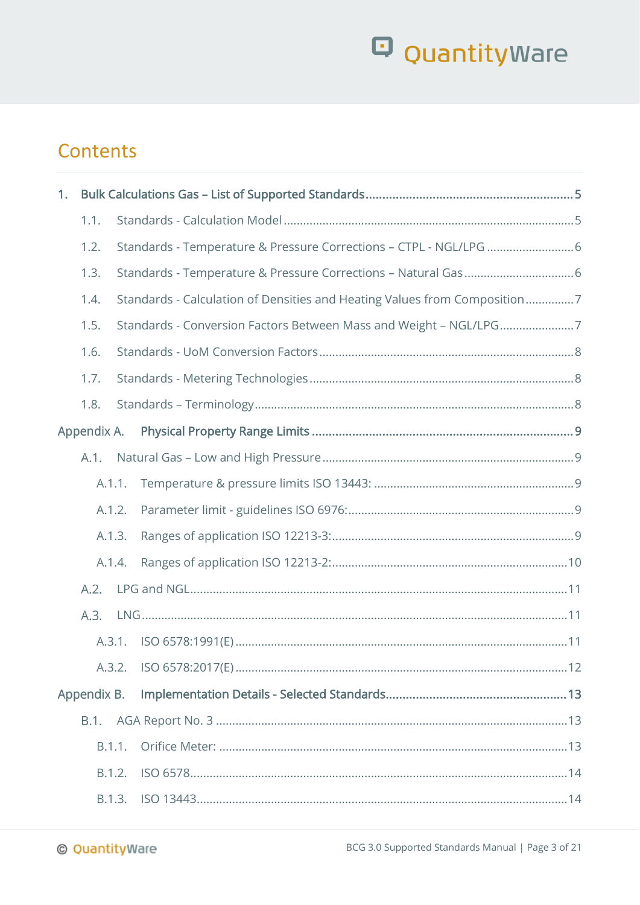# Contents

1. Bulk Calculations Gas – List of Supported Standards ............ 5
    - 1.1. Standards - Calculation Model ............ 5
    - 1.2. Standards - Temperature & Pressure Corrections – CTPL - NGL/LPG ............ 6
    - 1.3. Standards - Temperature & Pressure Corrections – Natural Gas ............ 6
    - 1.4. Standards - Calculation of Densities and Heating Values from Composition ............ 7
    - 1.5. Standards - Conversion Factors Between Mass and Weight – NGL/LPG ............ 7
    - 1.6. Standards - UoM Conversion Factors ............ 8
    - 1.7. Standards - Metering Technologies ............ 8
    - 1.8. Standards – Terminology ............ 8

Appendix A. Physical Property Range Limits ............ 9

- A.1. Natural Gas – Low and High Pressure ............ 9
    - A.1.1. Temperature & pressure limits ISO 13443: ............ 9
    - A.1.2. Parameter limit - guidelines ISO 6976: ............ 9
    - A.1.3. Ranges of application ISO 12213-3: ............ 9
    - A.1.4. Ranges of application ISO 12213-2: ............ 10
- A.2. LPG and NGL ............ 11
- A.3. LNG ............ 11
    - A.3.1. ISO 6578:1991(E) ............ 11
    - A.3.2. ISO 6578:2017(E) ............ 12

Appendix B. Implementation Details - Selected Standards ............ 13

- B.1. AGA Report No. 3 ............ 13
    - B.1.1. Orifice Meter: ............ 13
    - B.1.2. ISO 6578 ............ 14
    - B.1.3. ISO 13443 ............ 14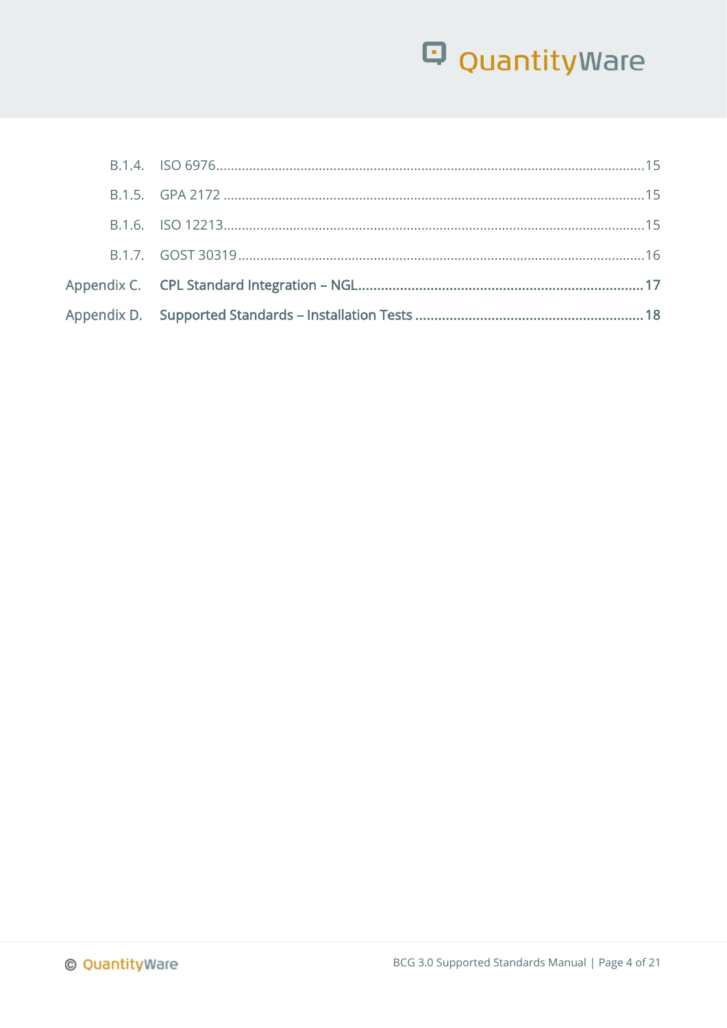B.1.4. ISO 6976 .......... 15

B.1.5. GPA 2172 .......... 15

B.1.6. ISO 12213 .......... 15

B.1.7. GOST 30319 .......... 16

Appendix C. **CPL Standard Integration – NGL** .......... **17**

Appendix D. **Supported Standards – Installation Tests** .......... **18**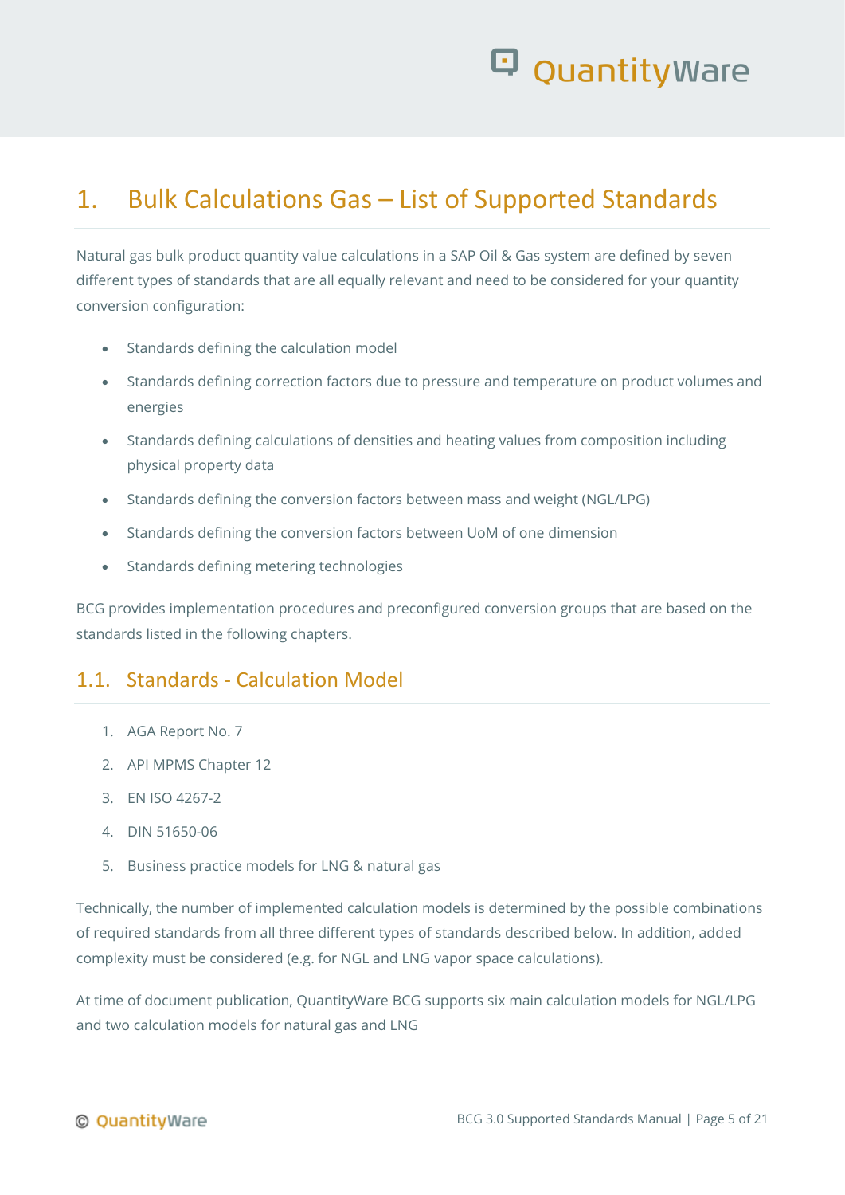# 1. Bulk Calculations Gas – List of Supported Standards

Natural gas bulk product quantity value calculations in a SAP Oil & Gas system are defined by seven different types of standards that are all equally relevant and need to be considered for your quantity conversion configuration:

- Standards defining the calculation model
- Standards defining correction factors due to pressure and temperature on product volumes and energies
- Standards defining calculations of densities and heating values from composition including physical property data
- Standards defining the conversion factors between mass and weight (NGL/LPG)
- Standards defining the conversion factors between UoM of one dimension
- Standards defining metering technologies

BCG provides implementation procedures and preconfigured conversion groups that are based on the standards listed in the following chapters.

## 1.1. Standards - Calculation Model

1. AGA Report No. 7
2. API MPMS Chapter 12
3. EN ISO 4267-2
4. DIN 51650-06
5. Business practice models for LNG & natural gas

Technically, the number of implemented calculation models is determined by the possible combinations of required standards from all three different types of standards described below. In addition, added complexity must be considered (e.g. for NGL and LNG vapor space calculations).

At time of document publication, QuantityWare BCG supports six main calculation models for NGL/LPG and two calculation models for natural gas and LNG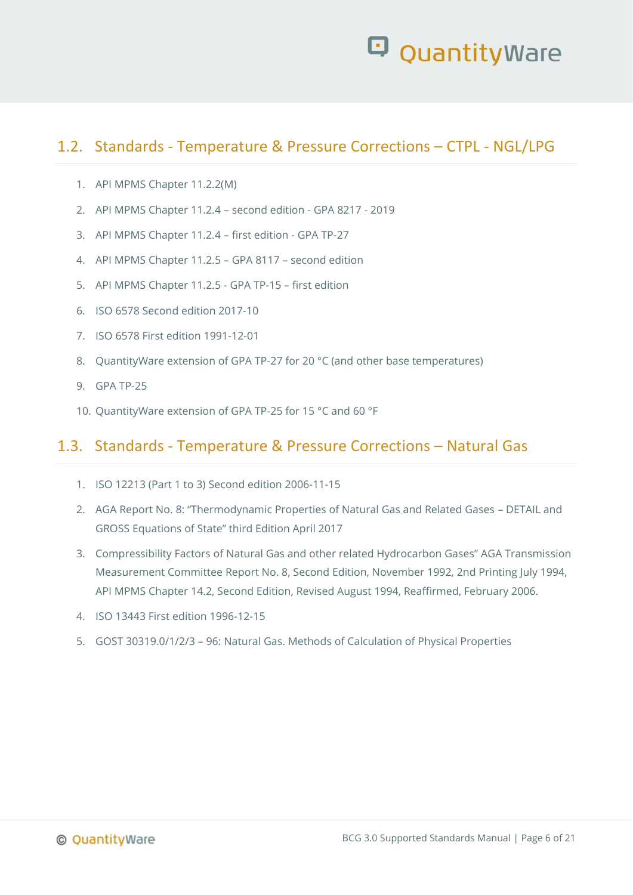## 1.2. Standards - Temperature & Pressure Corrections – CTPL - NGL/LPG

1. API MPMS Chapter 11.2.2(M)
2. API MPMS Chapter 11.2.4 – second edition - GPA 8217 - 2019
3. API MPMS Chapter 11.2.4 – first edition - GPA TP-27
4. API MPMS Chapter 11.2.5 – GPA 8117 – second edition
5. API MPMS Chapter 11.2.5 - GPA TP-15 – first edition
6. ISO 6578 Second edition 2017-10
7. ISO 6578 First edition 1991-12-01
8. QuantityWare extension of GPA TP-27 for 20 °C (and other base temperatures)
9. GPA TP-25
10. QuantityWare extension of GPA TP-25 for 15 °C and 60 °F

## 1.3. Standards - Temperature & Pressure Corrections – Natural Gas

1. ISO 12213 (Part 1 to 3) Second edition 2006-11-15
2. AGA Report No. 8: "Thermodynamic Properties of Natural Gas and Related Gases – DETAIL and GROSS Equations of State" third Edition April 2017
3. Compressibility Factors of Natural Gas and other related Hydrocarbon Gases" AGA Transmission Measurement Committee Report No. 8, Second Edition, November 1992, 2nd Printing July 1994, API MPMS Chapter 14.2, Second Edition, Revised August 1994, Reaffirmed, February 2006.
4. ISO 13443 First edition 1996-12-15
5. GOST 30319.0/1/2/3 – 96: Natural Gas. Methods of Calculation of Physical Properties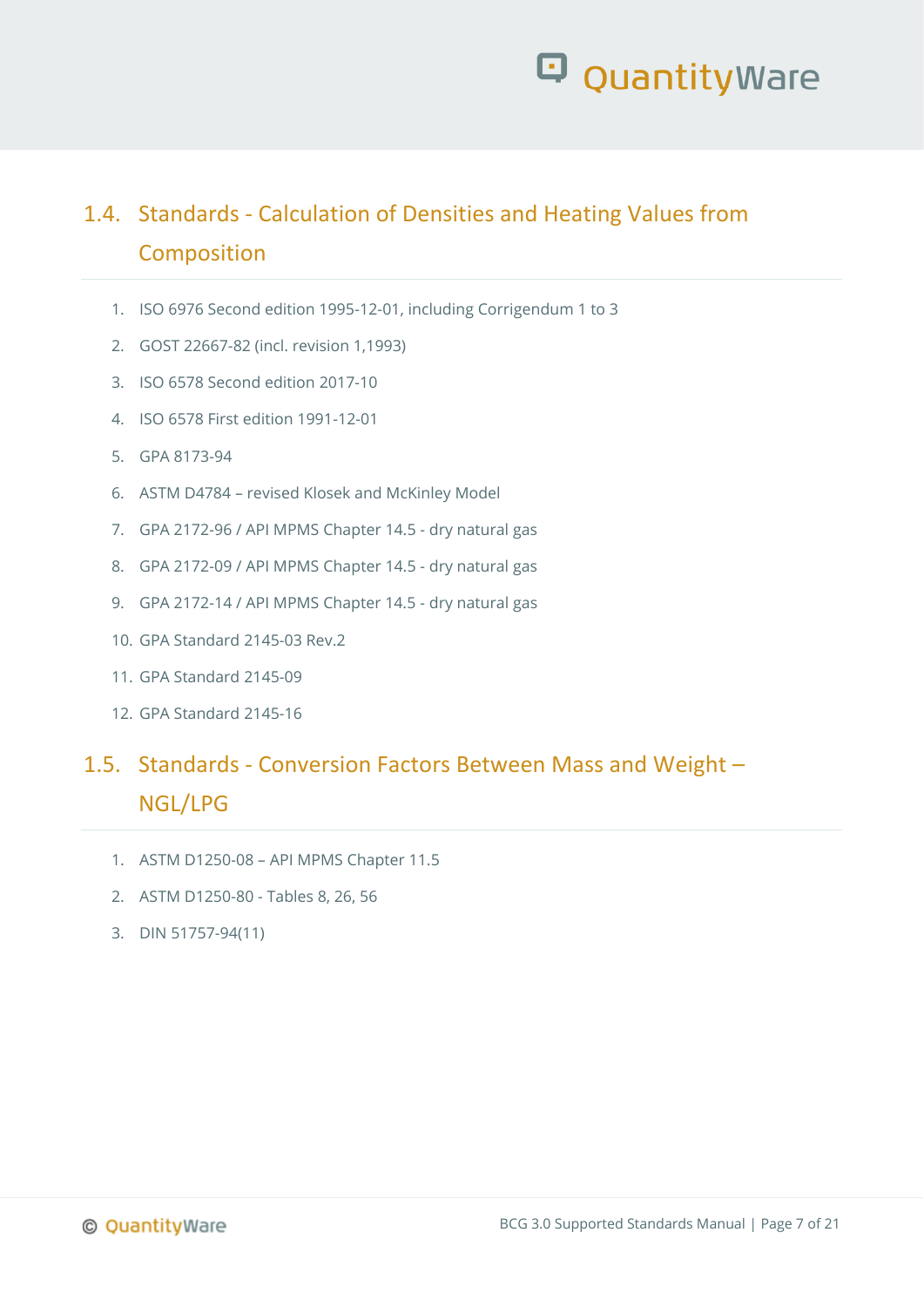## 1.4. Standards - Calculation of Densities and Heating Values from Composition

1. ISO 6976 Second edition 1995-12-01, including Corrigendum 1 to 3
2. GOST 22667-82 (incl. revision 1,1993)
3. ISO 6578 Second edition 2017-10
4. ISO 6578 First edition 1991-12-01
5. GPA 8173-94
6. ASTM D4784 – revised Klosek and McKinley Model
7. GPA 2172-96 / API MPMS Chapter 14.5 - dry natural gas
8. GPA 2172-09 / API MPMS Chapter 14.5 - dry natural gas
9. GPA 2172-14 / API MPMS Chapter 14.5 - dry natural gas
10. GPA Standard 2145-03 Rev.2
11. GPA Standard 2145-09
12. GPA Standard 2145-16

## 1.5. Standards - Conversion Factors Between Mass and Weight – NGL/LPG

1. ASTM D1250-08 – API MPMS Chapter 11.5
2. ASTM D1250-80 - Tables 8, 26, 56
3. DIN 51757-94(11)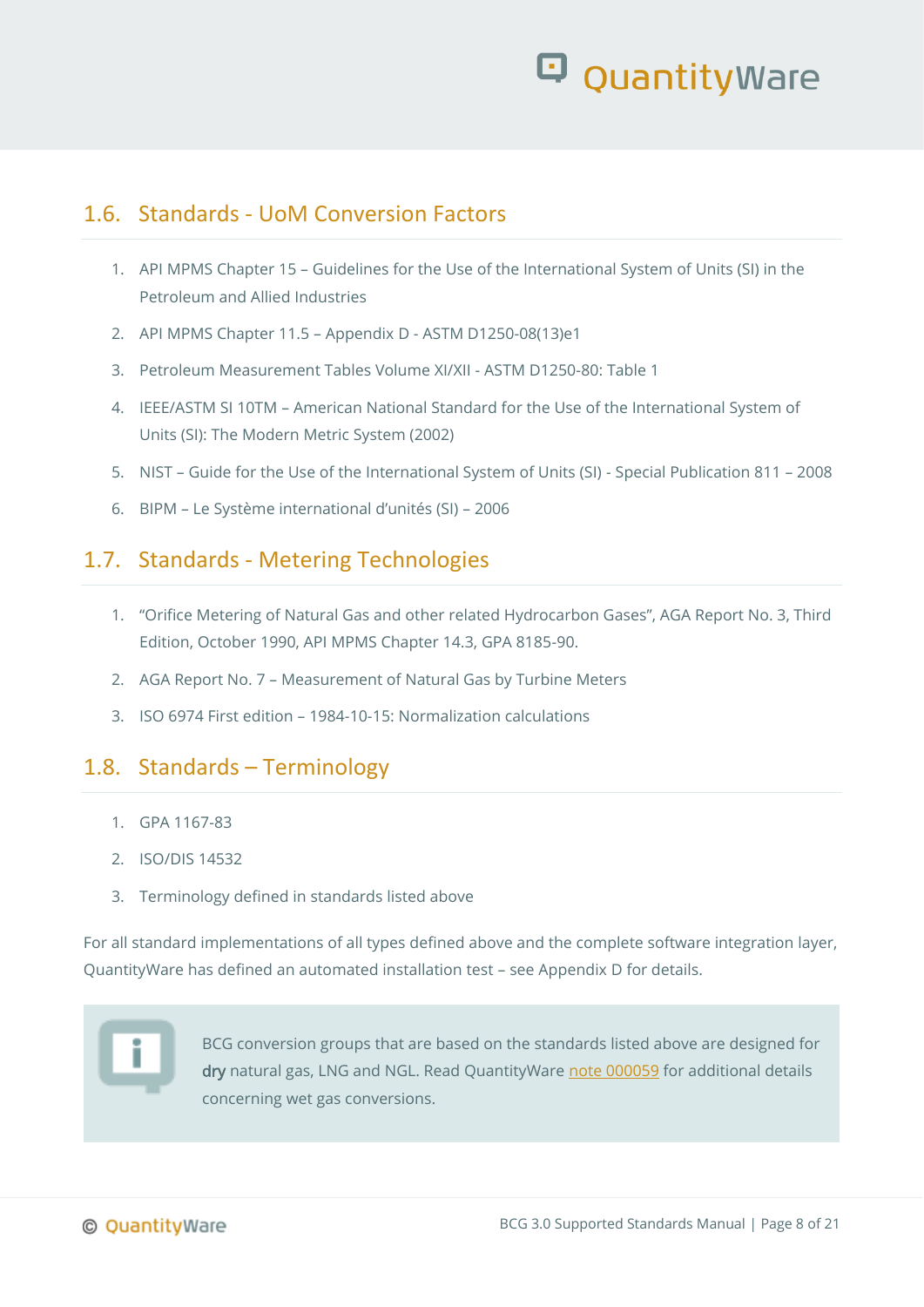## 1.6. Standards - UoM Conversion Factors

1. API MPMS Chapter 15 – Guidelines for the Use of the International System of Units (SI) in the Petroleum and Allied Industries
2. API MPMS Chapter 11.5 – Appendix D - ASTM D1250-08(13)e1
3. Petroleum Measurement Tables Volume XI/XII - ASTM D1250-80: Table 1
4. IEEE/ASTM SI 10TM – American National Standard for the Use of the International System of Units (SI): The Modern Metric System (2002)
5. NIST – Guide for the Use of the International System of Units (SI) - Special Publication 811 – 2008
6. BIPM – Le Système international d'unités (SI) – 2006

## 1.7. Standards - Metering Technologies

1. "Orifice Metering of Natural Gas and other related Hydrocarbon Gases", AGA Report No. 3, Third Edition, October 1990, API MPMS Chapter 14.3, GPA 8185-90.
2. AGA Report No. 7 – Measurement of Natural Gas by Turbine Meters
3. ISO 6974 First edition – 1984-10-15: Normalization calculations

## 1.8. Standards – Terminology

1. GPA 1167-83
2. ISO/DIS 14532
3. Terminology defined in standards listed above

For all standard implementations of all types defined above and the complete software integration layer, QuantityWare has defined an automated installation test – see Appendix D for details.

BCG conversion groups that are based on the standards listed above are designed for **dry** natural gas, LNG and NGL. Read QuantityWare note 000059 for additional details concerning wet gas conversions.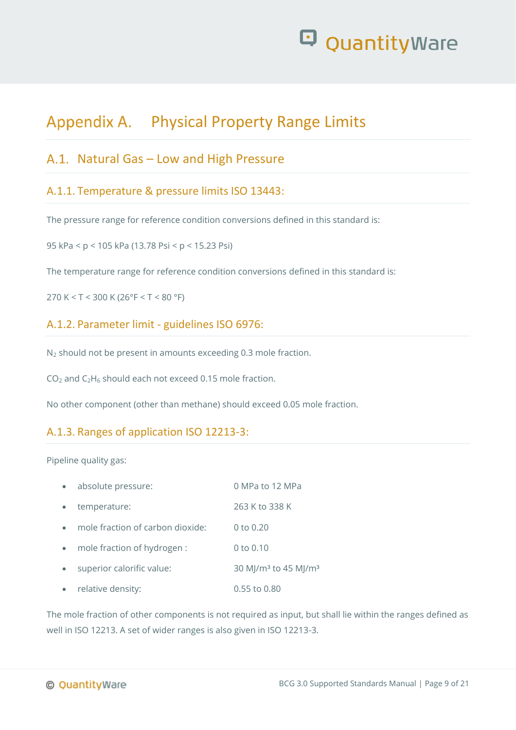# Appendix A. Physical Property Range Limits

## A.1. Natural Gas – Low and High Pressure

### A.1.1. Temperature & pressure limits ISO 13443:

The pressure range for reference condition conversions defined in this standard is:

95 kPa < p < 105 kPa (13.78 Psi < p < 15.23 Psi)

The temperature range for reference condition conversions defined in this standard is:

270 K < T < 300 K (26°F < T < 80 °F)

### A.1.2. Parameter limit - guidelines ISO 6976:

$N_2$ should not be present in amounts exceeding 0.3 mole fraction.

$CO_2$ and $C_2H_6$ should each not exceed 0.15 mole fraction.

No other component (other than methane) should exceed 0.05 mole fraction.

### A.1.3. Ranges of application ISO 12213-3:

Pipeline quality gas:

- absolute pressure: 0 MPa to 12 MPa
- temperature: 263 K to 338 K
- mole fraction of carbon dioxide: 0 to 0.20
- mole fraction of hydrogen : 0 to 0.10
- superior calorific value: 30 MJ/m³ to 45 MJ/m³
- relative density: 0.55 to 0.80

The mole fraction of other components is not required as input, but shall lie within the ranges defined as well in ISO 12213. A set of wider ranges is also given in ISO 12213-3.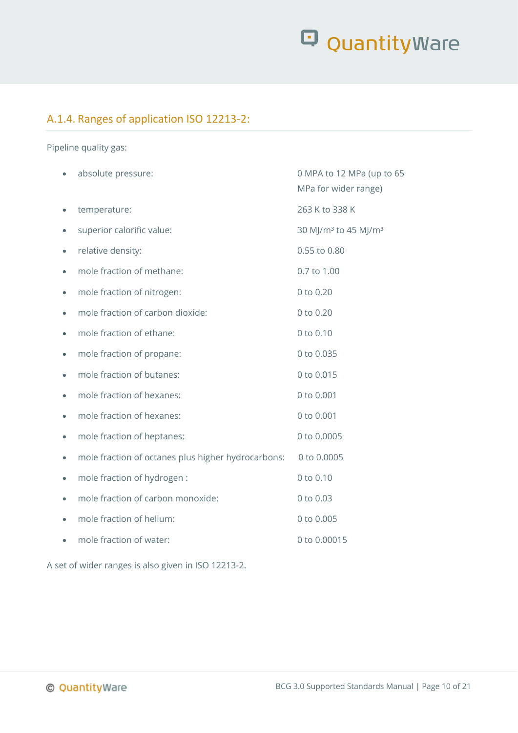## A.1.4. Ranges of application ISO 12213-2:

Pipeline quality gas:

- absolute pressure: 0 MPA to 12 MPa (up to 65 MPa for wider range)
- temperature: 263 K to 338 K
- superior calorific value: 30 MJ/m³ to 45 MJ/m³
- relative density: 0.55 to 0.80
- mole fraction of methane: 0.7 to 1.00
- mole fraction of nitrogen: 0 to 0.20
- mole fraction of carbon dioxide: 0 to 0.20
- mole fraction of ethane: 0 to 0.10
- mole fraction of propane: 0 to 0.035
- mole fraction of butanes: 0 to 0.015
- mole fraction of hexanes: 0 to 0.001
- mole fraction of hexanes: 0 to 0.001
- mole fraction of heptanes: 0 to 0.0005
- mole fraction of octanes plus higher hydrocarbons: 0 to 0.0005
- mole fraction of hydrogen : 0 to 0.10
- mole fraction of carbon monoxide: 0 to 0.03
- mole fraction of helium: 0 to 0.005
- mole fraction of water: 0 to 0.00015

A set of wider ranges is also given in ISO 12213-2.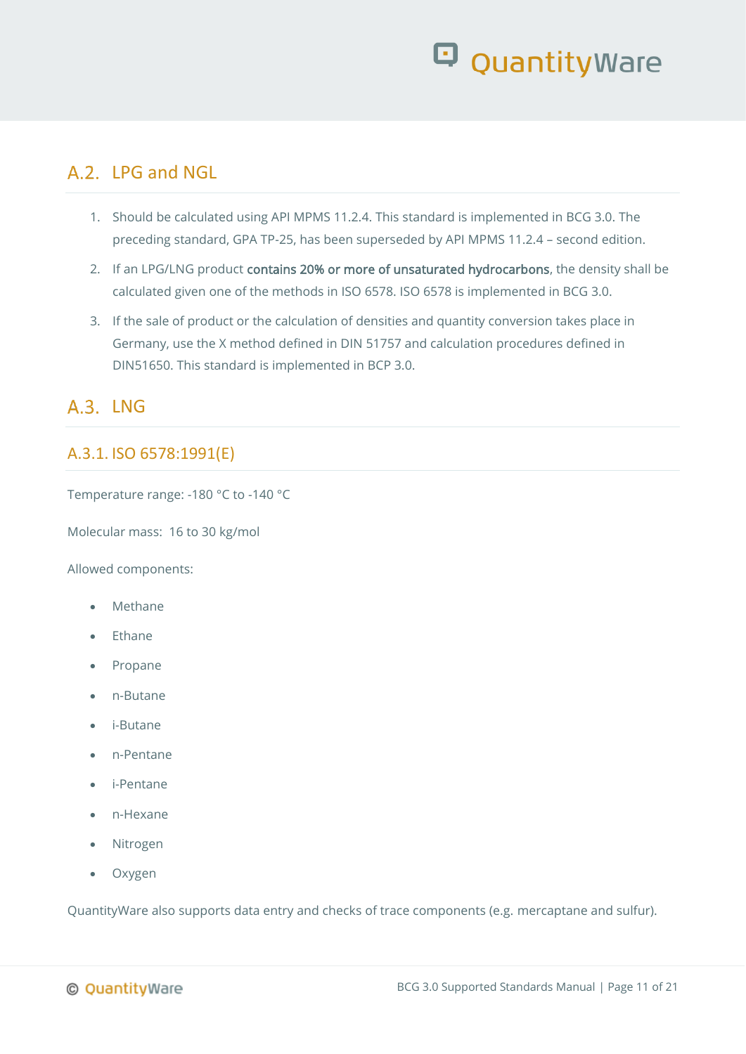## A.2. LPG and NGL

1. Should be calculated using API MPMS 11.2.4. This standard is implemented in BCG 3.0. The preceding standard, GPA TP-25, has been superseded by API MPMS 11.2.4 – second edition.
2. If an LPG/LNG product **contains 20% or more of unsaturated hydrocarbons**, the density shall be calculated given one of the methods in ISO 6578. ISO 6578 is implemented in BCG 3.0.
3. If the sale of product or the calculation of densities and quantity conversion takes place in Germany, use the X method defined in DIN 51757 and calculation procedures defined in DIN51650. This standard is implemented in BCP 3.0.

## A.3. LNG

### A.3.1. ISO 6578:1991(E)

Temperature range: -180 °C to -140 °C

Molecular mass: 16 to 30 kg/mol

Allowed components:

- Methane
- Ethane
- Propane
- n-Butane
- i-Butane
- n-Pentane
- i-Pentane
- n-Hexane
- Nitrogen
- Oxygen

QuantityWare also supports data entry and checks of trace components (e.g. mercaptane and sulfur).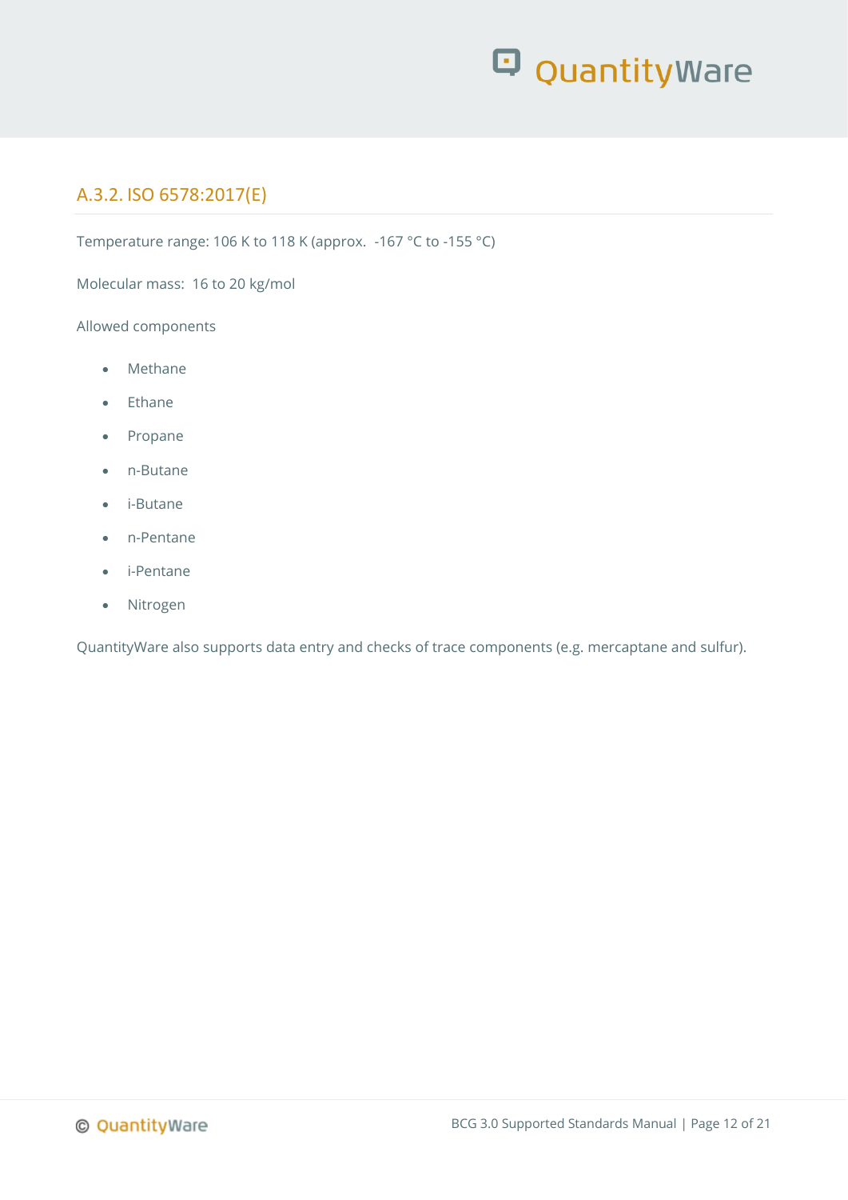### A.3.2. ISO 6578:2017(E)

Temperature range: 106 K to 118 K (approx.  -167 °C to -155 °C)

Molecular mass:  16 to 20 kg/mol

Allowed components

- Methane
- Ethane
- Propane
- n-Butane
- i-Butane
- n-Pentane
- i-Pentane
- Nitrogen

QuantityWare also supports data entry and checks of trace components (e.g. mercaptane and sulfur).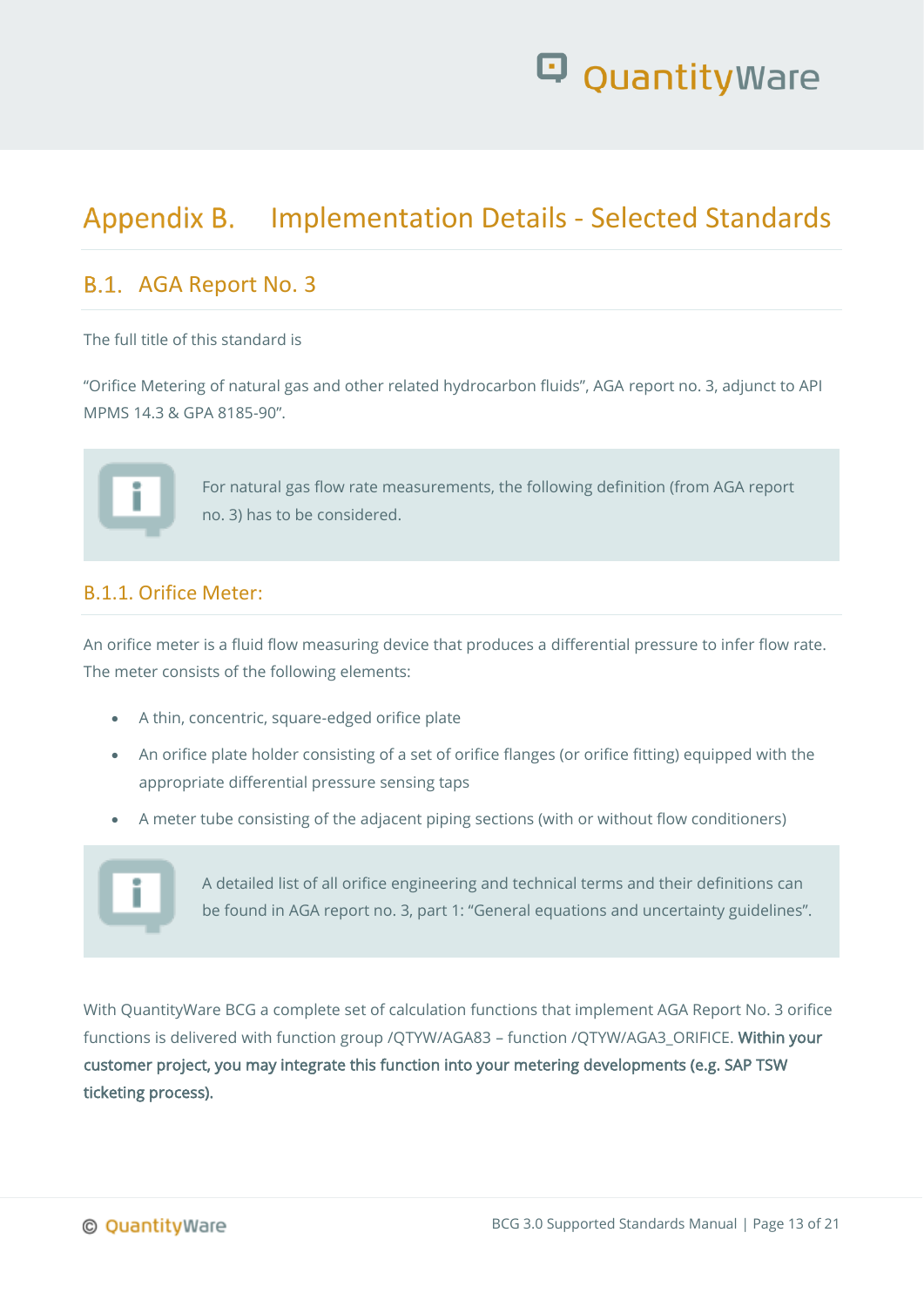# Appendix B. Implementation Details - Selected Standards

## B.1. AGA Report No. 3

The full title of this standard is

"Orifice Metering of natural gas and other related hydrocarbon fluids", AGA report no. 3, adjunct to API MPMS 14.3 & GPA 8185-90".

> For natural gas flow rate measurements, the following definition (from AGA report no. 3) has to be considered.

### B.1.1. Orifice Meter:

An orifice meter is a fluid flow measuring device that produces a differential pressure to infer flow rate. The meter consists of the following elements:

- A thin, concentric, square-edged orifice plate
- An orifice plate holder consisting of a set of orifice flanges (or orifice fitting) equipped with the appropriate differential pressure sensing taps
- A meter tube consisting of the adjacent piping sections (with or without flow conditioners)

> A detailed list of all orifice engineering and technical terms and their definitions can be found in AGA report no. 3, part 1: "General equations and uncertainty guidelines".

With QuantityWare BCG a complete set of calculation functions that implement AGA Report No. 3 orifice functions is delivered with function group /QTYW/AGA83 – function /QTYW/AGA3_ORIFICE. **Within your customer project, you may integrate this function into your metering developments (e.g. SAP TSW ticketing process).**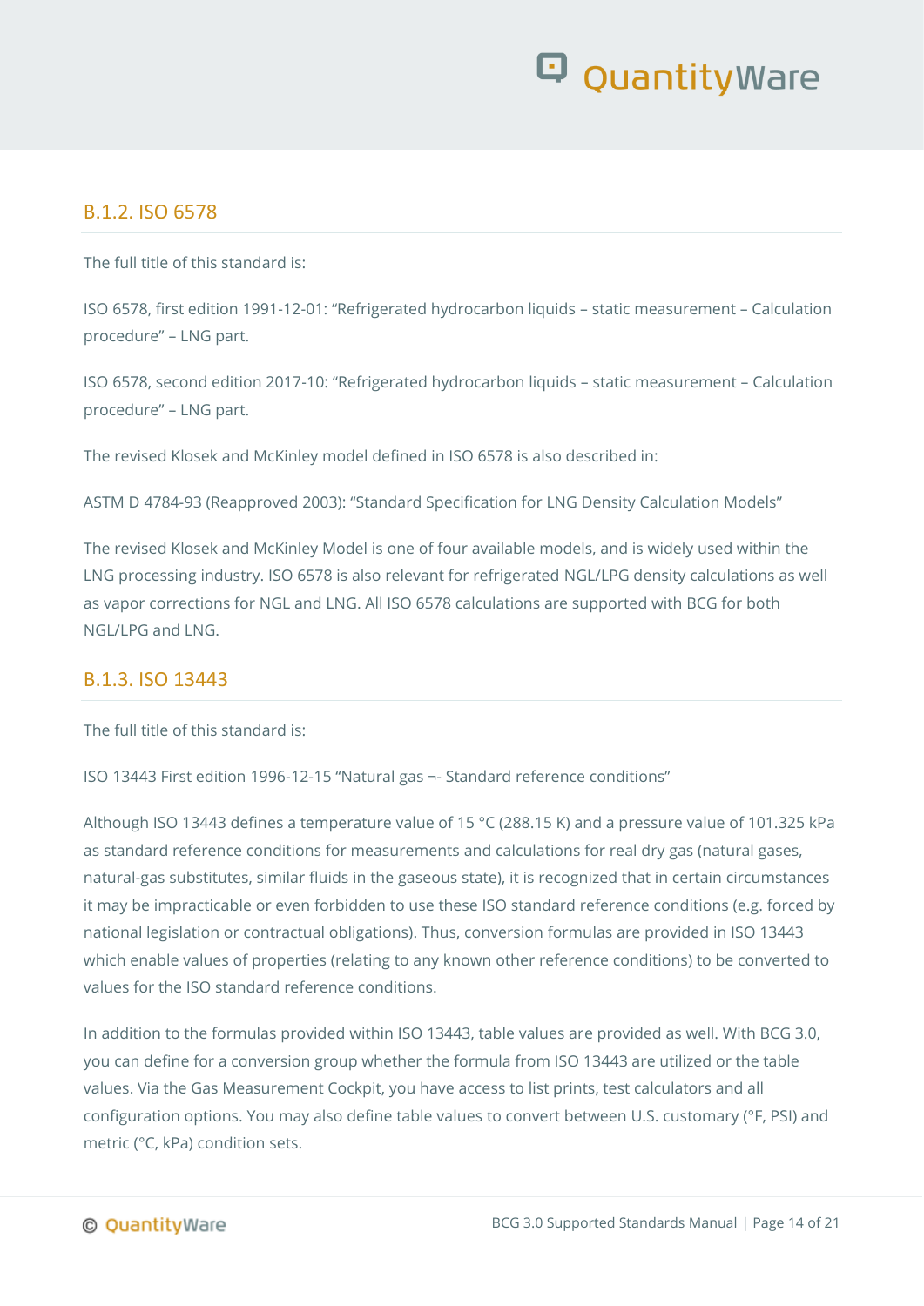### B.1.2. ISO 6578

The full title of this standard is:

ISO 6578, first edition 1991-12-01: “Refrigerated hydrocarbon liquids – static measurement – Calculation procedure” – LNG part.

ISO 6578, second edition 2017-10: “Refrigerated hydrocarbon liquids – static measurement – Calculation procedure” – LNG part.

The revised Klosek and McKinley model defined in ISO 6578 is also described in:

ASTM D 4784-93 (Reapproved 2003): “Standard Specification for LNG Density Calculation Models”

The revised Klosek and McKinley Model is one of four available models, and is widely used within the LNG processing industry. ISO 6578 is also relevant for refrigerated NGL/LPG density calculations as well as vapor corrections for NGL and LNG. All ISO 6578 calculations are supported with BCG for both NGL/LPG and LNG.

### B.1.3. ISO 13443

The full title of this standard is:

ISO 13443 First edition 1996-12-15 “Natural gas ¬- Standard reference conditions”

Although ISO 13443 defines a temperature value of 15 °C (288.15 K) and a pressure value of 101.325 kPa as standard reference conditions for measurements and calculations for real dry gas (natural gases, natural-gas substitutes, similar fluids in the gaseous state), it is recognized that in certain circumstances it may be impracticable or even forbidden to use these ISO standard reference conditions (e.g. forced by national legislation or contractual obligations). Thus, conversion formulas are provided in ISO 13443 which enable values of properties (relating to any known other reference conditions) to be converted to values for the ISO standard reference conditions.

In addition to the formulas provided within ISO 13443, table values are provided as well. With BCG 3.0, you can define for a conversion group whether the formula from ISO 13443 are utilized or the table values. Via the Gas Measurement Cockpit, you have access to list prints, test calculators and all configuration options. You may also define table values to convert between U.S. customary (°F, PSI) and metric (°C, kPa) condition sets.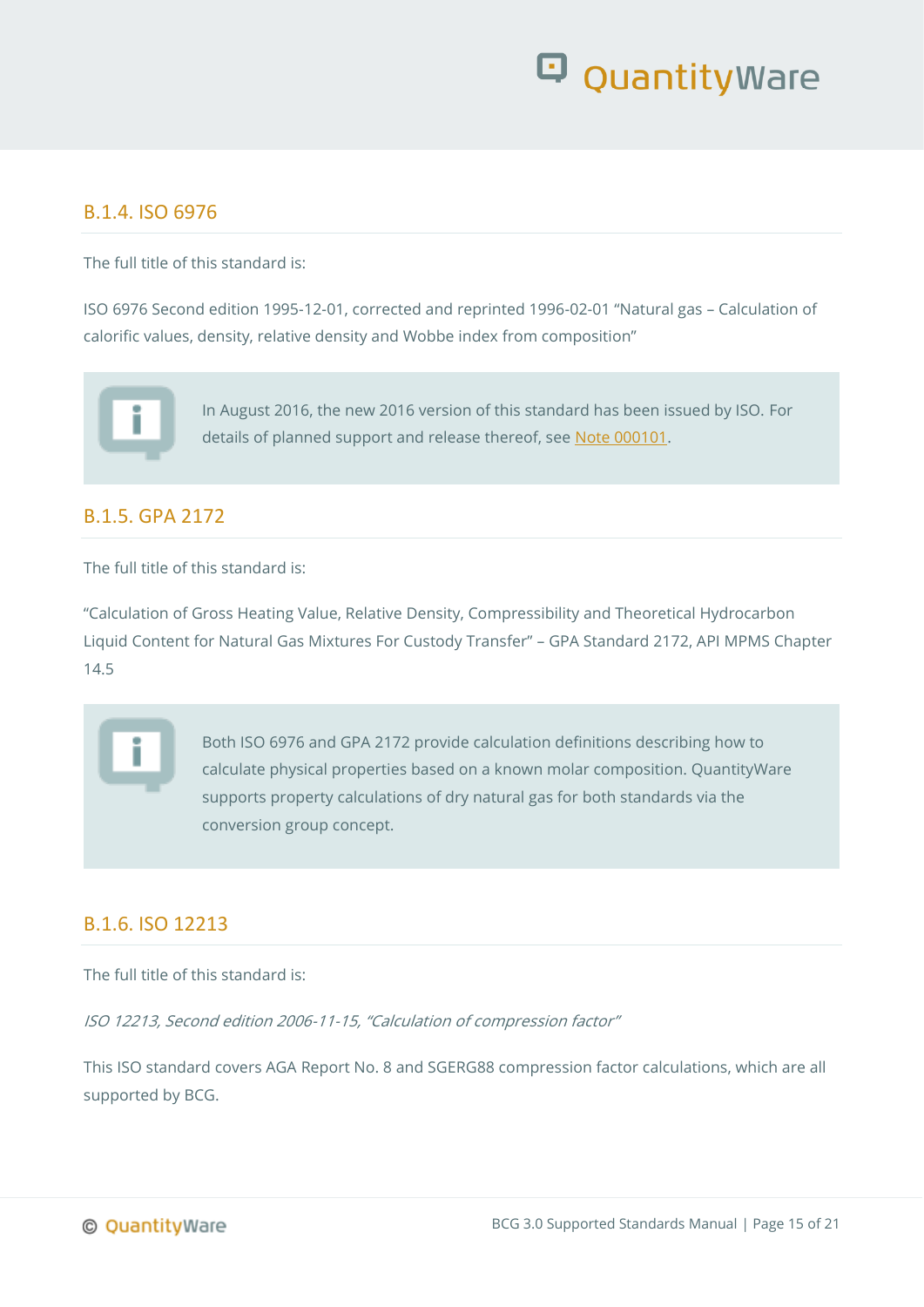### B.1.4. ISO 6976

The full title of this standard is:

ISO 6976 Second edition 1995-12-01, corrected and reprinted 1996-02-01 "Natural gas – Calculation of calorific values, density, relative density and Wobbe index from composition"

> In August 2016, the new 2016 version of this standard has been issued by ISO. For details of planned support and release thereof, see Note 000101.

### B.1.5. GPA 2172

The full title of this standard is:

"Calculation of Gross Heating Value, Relative Density, Compressibility and Theoretical Hydrocarbon Liquid Content for Natural Gas Mixtures For Custody Transfer" – GPA Standard 2172, API MPMS Chapter 14.5

> Both ISO 6976 and GPA 2172 provide calculation definitions describing how to calculate physical properties based on a known molar composition. QuantityWare supports property calculations of dry natural gas for both standards via the conversion group concept.

### B.1.6. ISO 12213

The full title of this standard is:

*ISO 12213, Second edition 2006-11-15, "Calculation of compression factor"*

This ISO standard covers AGA Report No. 8 and SGERG88 compression factor calculations, which are all supported by BCG.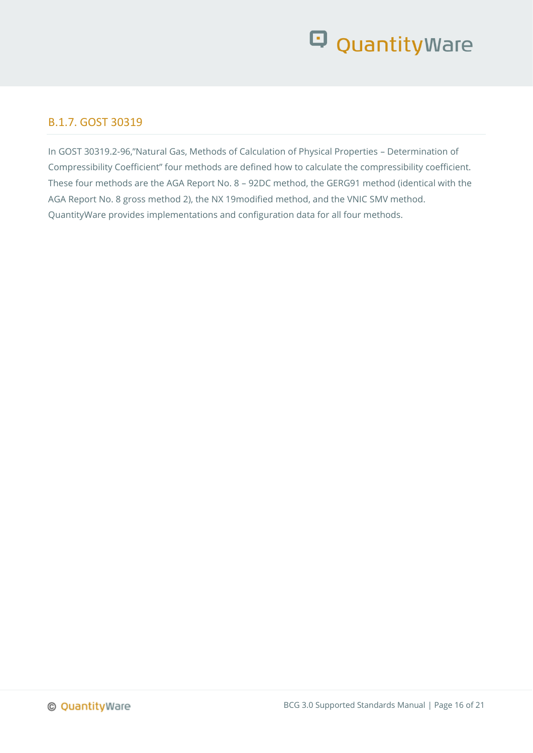### B.1.7. GOST 30319

In GOST 30319.2-96,"Natural Gas, Methods of Calculation of Physical Properties – Determination of Compressibility Coefficient" four methods are defined how to calculate the compressibility coefficient. These four methods are the AGA Report No. 8 – 92DC method, the GERG91 method (identical with the AGA Report No. 8 gross method 2), the NX 19modified method, and the VNIC SMV method. QuantityWare provides implementations and configuration data for all four methods.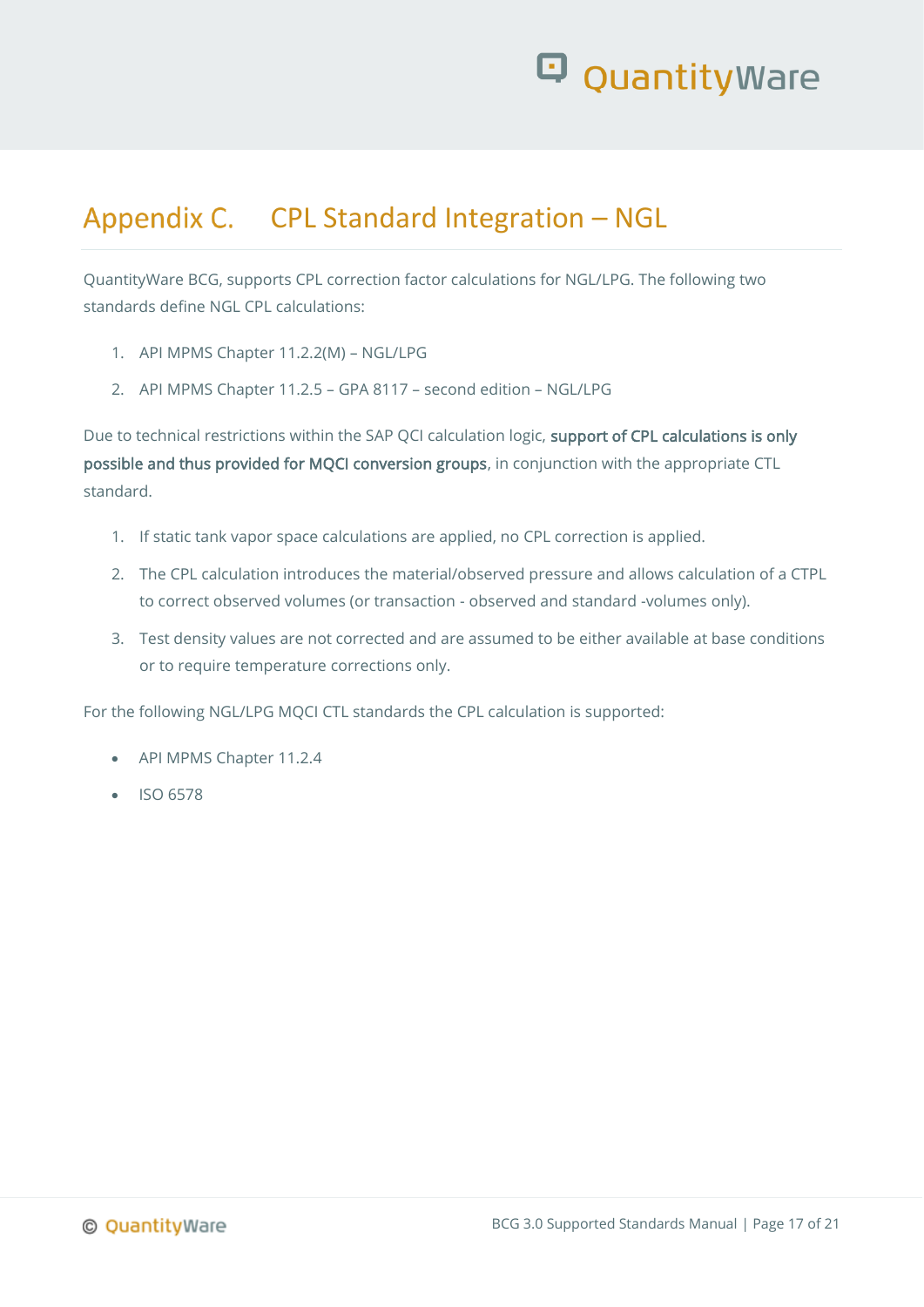# Appendix C. CPL Standard Integration – NGL

QuantityWare BCG, supports CPL correction factor calculations for NGL/LPG. The following two standards define NGL CPL calculations:

1. API MPMS Chapter 11.2.2(M) – NGL/LPG
2. API MPMS Chapter 11.2.5 – GPA 8117 – second edition – NGL/LPG

Due to technical restrictions within the SAP QCI calculation logic, **support of CPL calculations is only possible and thus provided for MQCI conversion groups**, in conjunction with the appropriate CTL standard.

1. If static tank vapor space calculations are applied, no CPL correction is applied.
2. The CPL calculation introduces the material/observed pressure and allows calculation of a CTPL to correct observed volumes (or transaction - observed and standard -volumes only).
3. Test density values are not corrected and are assumed to be either available at base conditions or to require temperature corrections only.

For the following NGL/LPG MQCI CTL standards the CPL calculation is supported:

- API MPMS Chapter 11.2.4
- ISO 6578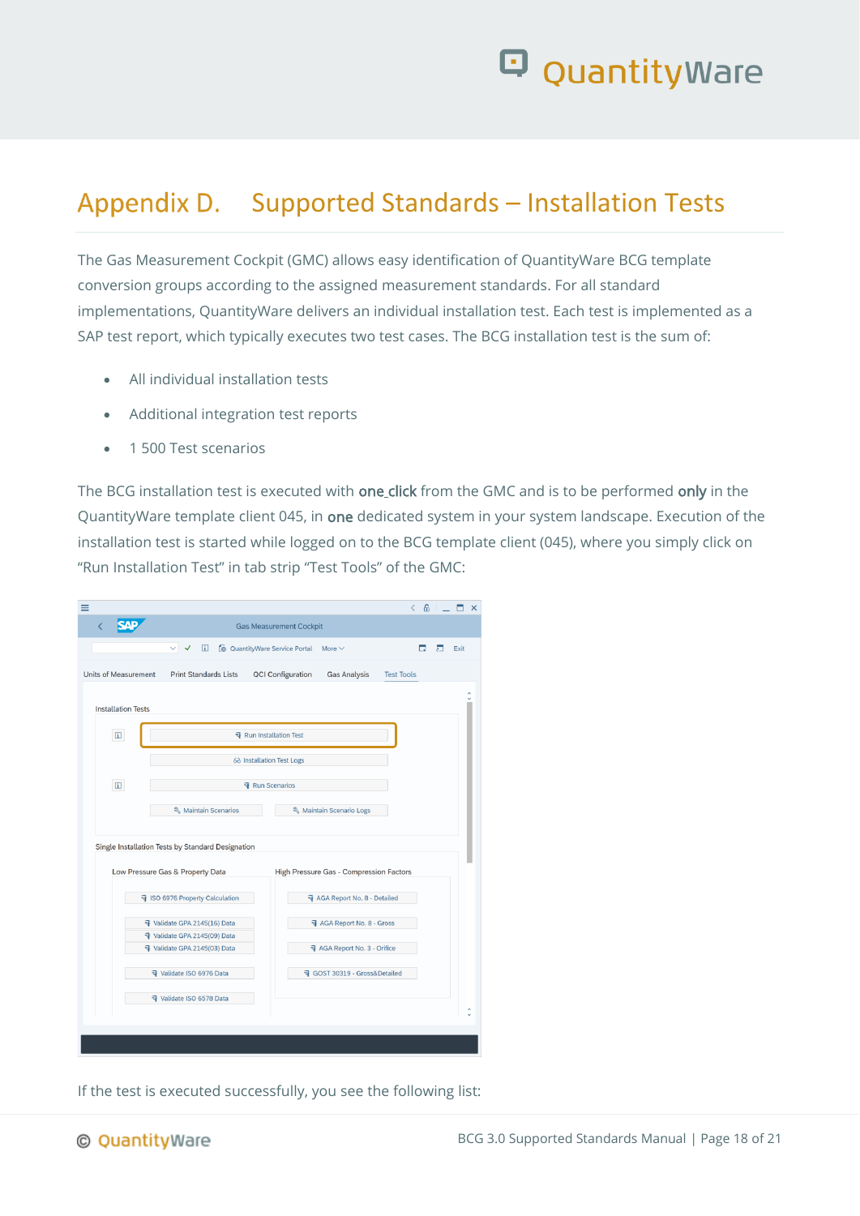# Appendix D. Supported Standards – Installation Tests

The Gas Measurement Cockpit (GMC) allows easy identification of QuantityWare BCG template conversion groups according to the assigned measurement standards. For all standard implementations, QuantityWare delivers an individual installation test. Each test is implemented as a SAP test report, which typically executes two test cases. The BCG installation test is the sum of:

- All individual installation tests
- Additional integration test reports
- 1 500 Test scenarios

The BCG installation test is executed with **one click** from the GMC and is to be performed **only** in the QuantityWare template client 045, in **one** dedicated system in your system landscape. Execution of the installation test is started while logged on to the BCG template client (045), where you simply click on "Run Installation Test" in tab strip "Test Tools" of the GMC:

If the test is executed successfully, you see the following list: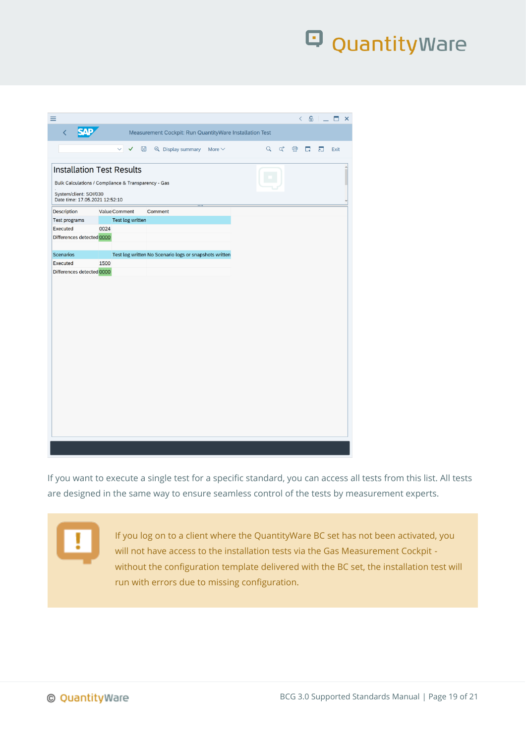Measurement Cockpit: Run QuantityWare Installation Test

Display summary More Exit

## Installation Test Results

Bulk Calculations / Compliance & Transparency - Gas

System/client: SOI/030
Date time: 17.05.2021 12:52:10

| Description | Value | Comment | Comment |
|---|---|---|---|
| Test programs | | Test log written | |
| Executed | 0024 | | |
| Differences detected | 0000 | | |
| | | | |
| Scenarios | | Test log written | No Scenario logs or snapshots written |
| Executed | 1500 | | |
| Differences detected | 0000 | | |

If you want to execute a single test for a specific standard, you can access all tests from this list. All tests are designed in the same way to ensure seamless control of the tests by measurement experts.

If you log on to a client where the QuantityWare BC set has not been activated, you will not have access to the installation tests via the Gas Measurement Cockpit - without the configuration template delivered with the BC set, the installation test will run with errors due to missing configuration.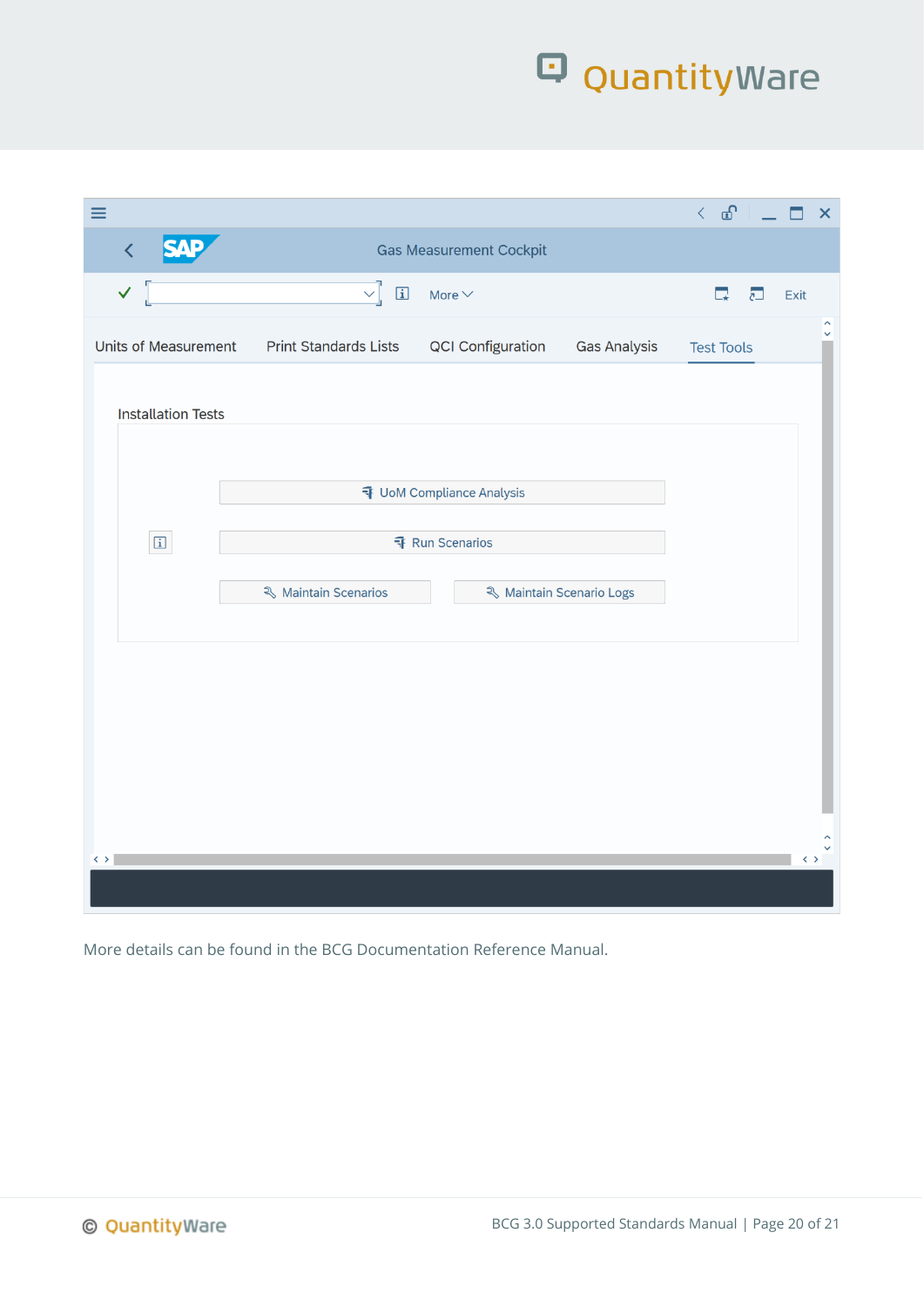Gas Measurement Cockpit

More

Exit

Units of Measurement | Print Standards Lists | QCI Configuration | Gas Analysis | Test Tools

Installation Tests

UoM Compliance Analysis

Run Scenarios

Maintain Scenarios

Maintain Scenario Logs

More details can be found in the BCG Documentation Reference Manual.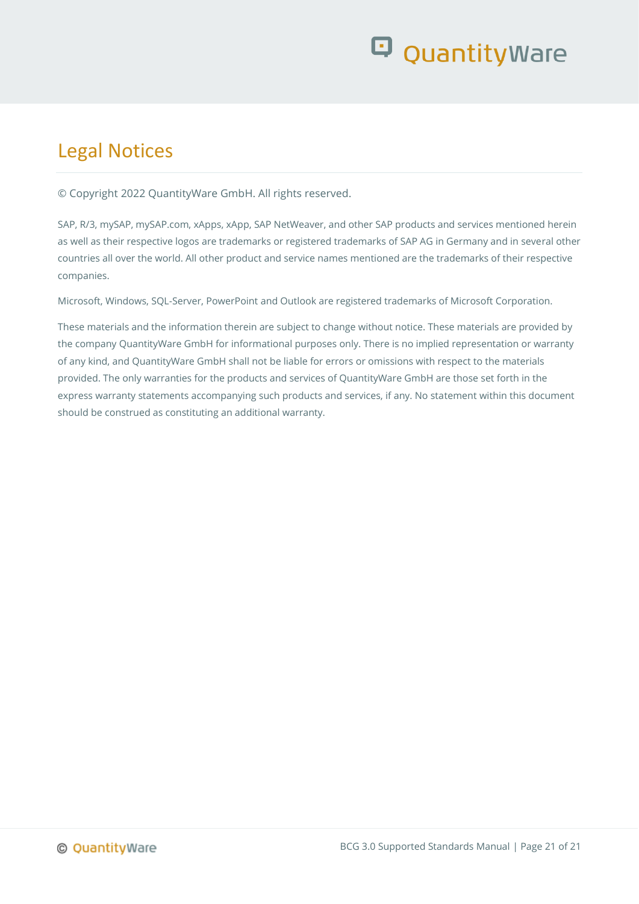## Legal Notices

© Copyright 2022 QuantityWare GmbH. All rights reserved.

SAP, R/3, mySAP, mySAP.com, xApps, xApp, SAP NetWeaver, and other SAP products and services mentioned herein as well as their respective logos are trademarks or registered trademarks of SAP AG in Germany and in several other countries all over the world. All other product and service names mentioned are the trademarks of their respective companies.

Microsoft, Windows, SQL-Server, PowerPoint and Outlook are registered trademarks of Microsoft Corporation.

These materials and the information therein are subject to change without notice. These materials are provided by the company QuantityWare GmbH for informational purposes only. There is no implied representation or warranty of any kind, and QuantityWare GmbH shall not be liable for errors or omissions with respect to the materials provided. The only warranties for the products and services of QuantityWare GmbH are those set forth in the express warranty statements accompanying such products and services, if any. No statement within this document should be construed as constituting an additional warranty.